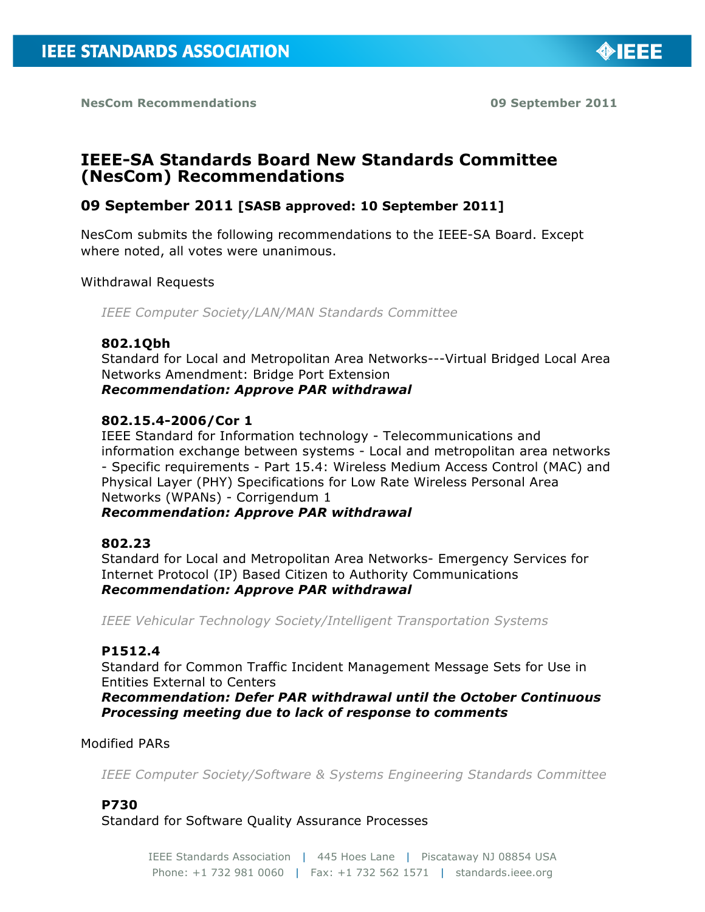**NesCom Recommendations** **09 September 2011**

# IEEE-SA Standards Board New Standards Committee (NesCom) Recommendations

## 09 September 2011 [SASB approved: 10 September 2011]

NesCom submits the following recommendations to the IEEE-SA Board. Except where noted, all votes were unanimous.

Withdrawal Requests

*IEEE Computer Society/LAN/MAN Standards Committee*

**802.1Qbh**
Standard for Local and Metropolitan Area Networks---Virtual Bridged Local Area Networks Amendment: Bridge Port Extension
***Recommendation: Approve PAR withdrawal***

**802.15.4-2006/Cor 1**
IEEE Standard for Information technology - Telecommunications and information exchange between systems - Local and metropolitan area networks - Specific requirements - Part 15.4: Wireless Medium Access Control (MAC) and Physical Layer (PHY) Specifications for Low Rate Wireless Personal Area Networks (WPANs) - Corrigendum 1
***Recommendation: Approve PAR withdrawal***

**802.23**
Standard for Local and Metropolitan Area Networks- Emergency Services for Internet Protocol (IP) Based Citizen to Authority Communications
***Recommendation: Approve PAR withdrawal***

*IEEE Vehicular Technology Society/Intelligent Transportation Systems*

**P1512.4**
Standard for Common Traffic Incident Management Message Sets for Use in Entities External to Centers
***Recommendation: Defer PAR withdrawal until the October Continuous Processing meeting due to lack of response to comments***

Modified PARs

*IEEE Computer Society/Software & Systems Engineering Standards Committee*

**P730**
Standard for Software Quality Assurance Processes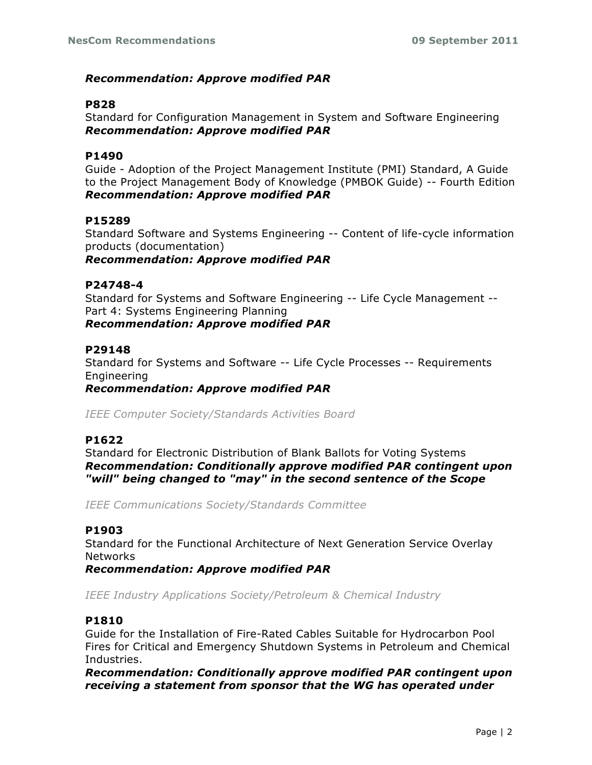***Recommendation: Approve modified PAR***

**P828**
Standard for Configuration Management in System and Software Engineering
***Recommendation: Approve modified PAR***

**P1490**
Guide - Adoption of the Project Management Institute (PMI) Standard, A Guide to the Project Management Body of Knowledge (PMBOK Guide) -- Fourth Edition
***Recommendation: Approve modified PAR***

**P15289**
Standard Software and Systems Engineering -- Content of life-cycle information products (documentation)
***Recommendation: Approve modified PAR***

**P24748-4**
Standard for Systems and Software Engineering -- Life Cycle Management -- Part 4: Systems Engineering Planning
***Recommendation: Approve modified PAR***

**P29148**
Standard for Systems and Software -- Life Cycle Processes -- Requirements Engineering
***Recommendation: Approve modified PAR***

*IEEE Computer Society/Standards Activities Board*

**P1622**
Standard for Electronic Distribution of Blank Ballots for Voting Systems
***Recommendation: Conditionally approve modified PAR contingent upon "will" being changed to "may" in the second sentence of the Scope***

*IEEE Communications Society/Standards Committee*

**P1903**
Standard for the Functional Architecture of Next Generation Service Overlay Networks
***Recommendation: Approve modified PAR***

*IEEE Industry Applications Society/Petroleum & Chemical Industry*

**P1810**
Guide for the Installation of Fire-Rated Cables Suitable for Hydrocarbon Pool Fires for Critical and Emergency Shutdown Systems in Petroleum and Chemical Industries.
***Recommendation: Conditionally approve modified PAR contingent upon receiving a statement from sponsor that the WG has operated under***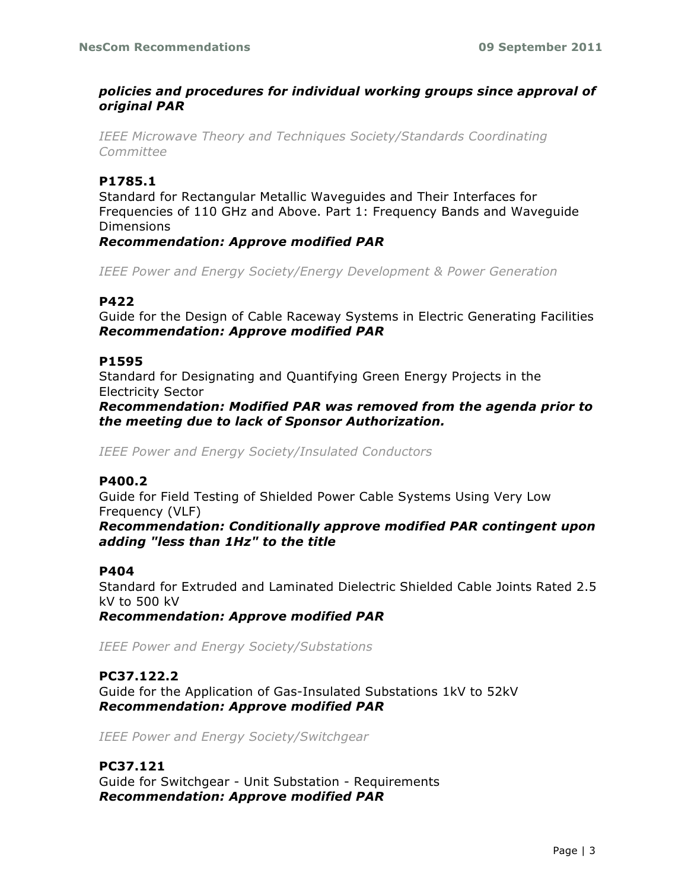***policies and procedures for individual working groups since approval of original PAR***

*IEEE Microwave Theory and Techniques Society/Standards Coordinating Committee*

**P1785.1**
Standard for Rectangular Metallic Waveguides and Their Interfaces for Frequencies of 110 GHz and Above. Part 1: Frequency Bands and Waveguide Dimensions
***Recommendation: Approve modified PAR***

*IEEE Power and Energy Society/Energy Development & Power Generation*

**P422**
Guide for the Design of Cable Raceway Systems in Electric Generating Facilities
***Recommendation: Approve modified PAR***

**P1595**
Standard for Designating and Quantifying Green Energy Projects in the Electricity Sector
***Recommendation: Modified PAR was removed from the agenda prior to the meeting due to lack of Sponsor Authorization.***

*IEEE Power and Energy Society/Insulated Conductors*

**P400.2**
Guide for Field Testing of Shielded Power Cable Systems Using Very Low Frequency (VLF)
***Recommendation: Conditionally approve modified PAR contingent upon adding "less than 1Hz" to the title***

**P404**
Standard for Extruded and Laminated Dielectric Shielded Cable Joints Rated 2.5 kV to 500 kV
***Recommendation: Approve modified PAR***

*IEEE Power and Energy Society/Substations*

**PC37.122.2**
Guide for the Application of Gas-Insulated Substations 1kV to 52kV
***Recommendation: Approve modified PAR***

*IEEE Power and Energy Society/Switchgear*

**PC37.121**
Guide for Switchgear - Unit Substation - Requirements
***Recommendation: Approve modified PAR***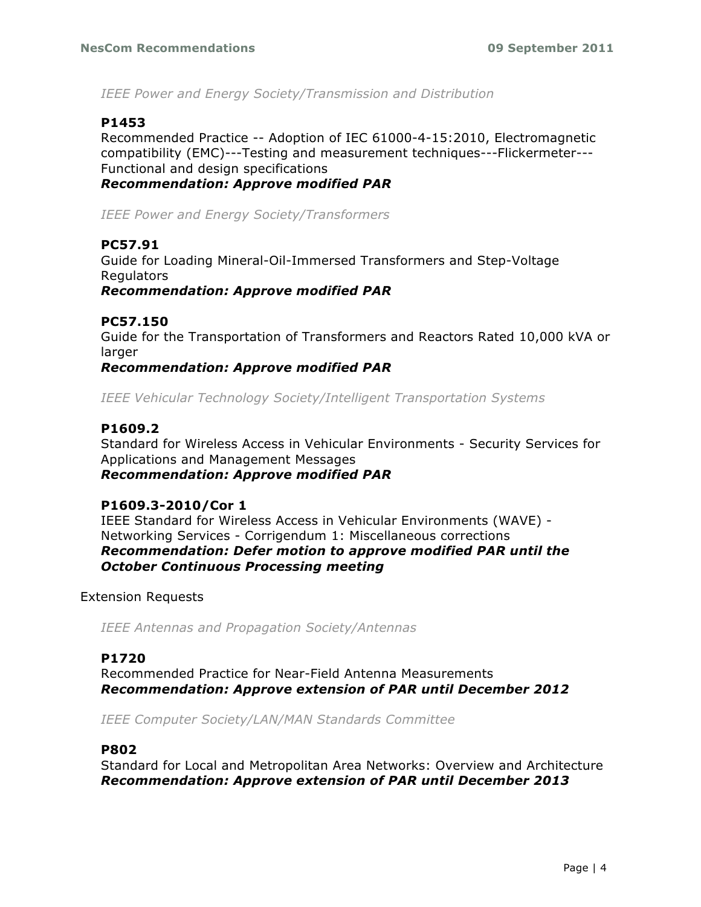*IEEE Power and Energy Society/Transmission and Distribution*

**P1453**

Recommended Practice -- Adoption of IEC 61000-4-15:2010, Electromagnetic compatibility (EMC)---Testing and measurement techniques---Flickermeter---Functional and design specifications

***Recommendation: Approve modified PAR***

*IEEE Power and Energy Society/Transformers*

**PC57.91**

Guide for Loading Mineral-Oil-Immersed Transformers and Step-Voltage Regulators

***Recommendation: Approve modified PAR***

**PC57.150**

Guide for the Transportation of Transformers and Reactors Rated 10,000 kVA or larger

***Recommendation: Approve modified PAR***

*IEEE Vehicular Technology Society/Intelligent Transportation Systems*

**P1609.2**

Standard for Wireless Access in Vehicular Environments - Security Services for Applications and Management Messages

***Recommendation: Approve modified PAR***

**P1609.3-2010/Cor 1**

IEEE Standard for Wireless Access in Vehicular Environments (WAVE) - Networking Services - Corrigendum 1: Miscellaneous corrections

***Recommendation: Defer motion to approve modified PAR until the October Continuous Processing meeting***

Extension Requests

*IEEE Antennas and Propagation Society/Antennas*

**P1720**

Recommended Practice for Near-Field Antenna Measurements

***Recommendation: Approve extension of PAR until December 2012***

*IEEE Computer Society/LAN/MAN Standards Committee*

**P802**

Standard for Local and Metropolitan Area Networks: Overview and Architecture

***Recommendation: Approve extension of PAR until December 2013***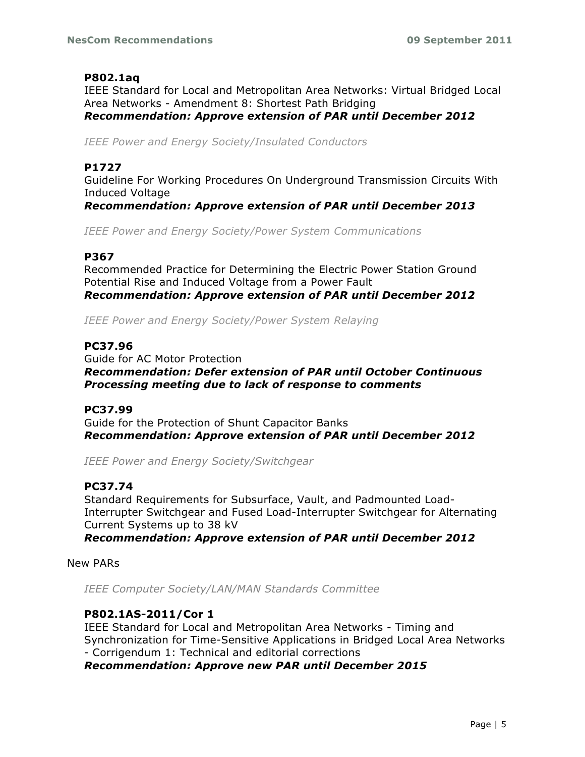**P802.1aq**

IEEE Standard for Local and Metropolitan Area Networks: Virtual Bridged Local Area Networks - Amendment 8: Shortest Path Bridging

***Recommendation: Approve extension of PAR until December 2012***

*IEEE Power and Energy Society/Insulated Conductors*

**P1727**

Guideline For Working Procedures On Underground Transmission Circuits With Induced Voltage

***Recommendation: Approve extension of PAR until December 2013***

*IEEE Power and Energy Society/Power System Communications*

**P367**

Recommended Practice for Determining the Electric Power Station Ground Potential Rise and Induced Voltage from a Power Fault

***Recommendation: Approve extension of PAR until December 2012***

*IEEE Power and Energy Society/Power System Relaying*

**PC37.96**

Guide for AC Motor Protection

***Recommendation: Defer extension of PAR until October Continuous Processing meeting due to lack of response to comments***

**PC37.99**

Guide for the Protection of Shunt Capacitor Banks

***Recommendation: Approve extension of PAR until December 2012***

*IEEE Power and Energy Society/Switchgear*

**PC37.74**

Standard Requirements for Subsurface, Vault, and Padmounted Load-Interrupter Switchgear and Fused Load-Interrupter Switchgear for Alternating Current Systems up to 38 kV

***Recommendation: Approve extension of PAR until December 2012***

New PARs

*IEEE Computer Society/LAN/MAN Standards Committee*

**P802.1AS-2011/Cor 1**

IEEE Standard for Local and Metropolitan Area Networks - Timing and Synchronization for Time-Sensitive Applications in Bridged Local Area Networks - Corrigendum 1: Technical and editorial corrections

***Recommendation: Approve new PAR until December 2015***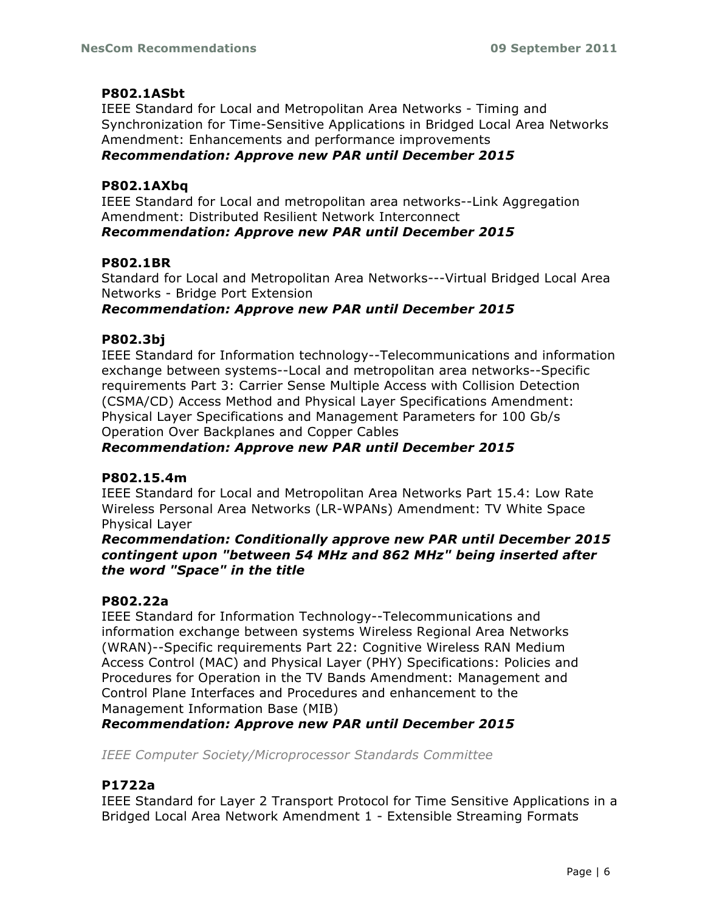**P802.1ASbt**

IEEE Standard for Local and Metropolitan Area Networks - Timing and Synchronization for Time-Sensitive Applications in Bridged Local Area Networks Amendment: Enhancements and performance improvements

***Recommendation: Approve new PAR until December 2015***

**P802.1AXbq**

IEEE Standard for Local and metropolitan area networks--Link Aggregation Amendment: Distributed Resilient Network Interconnect

***Recommendation: Approve new PAR until December 2015***

**P802.1BR**

Standard for Local and Metropolitan Area Networks---Virtual Bridged Local Area Networks - Bridge Port Extension

***Recommendation: Approve new PAR until December 2015***

**P802.3bj**

IEEE Standard for Information technology--Telecommunications and information exchange between systems--Local and metropolitan area networks--Specific requirements Part 3: Carrier Sense Multiple Access with Collision Detection (CSMA/CD) Access Method and Physical Layer Specifications Amendment: Physical Layer Specifications and Management Parameters for 100 Gb/s Operation Over Backplanes and Copper Cables

***Recommendation: Approve new PAR until December 2015***

**P802.15.4m**

IEEE Standard for Local and Metropolitan Area Networks Part 15.4: Low Rate Wireless Personal Area Networks (LR-WPANs) Amendment: TV White Space Physical Layer

***Recommendation: Conditionally approve new PAR until December 2015 contingent upon "between 54 MHz and 862 MHz" being inserted after the word "Space" in the title***

**P802.22a**

IEEE Standard for Information Technology--Telecommunications and information exchange between systems Wireless Regional Area Networks (WRAN)--Specific requirements Part 22: Cognitive Wireless RAN Medium Access Control (MAC) and Physical Layer (PHY) Specifications: Policies and Procedures for Operation in the TV Bands Amendment: Management and Control Plane Interfaces and Procedures and enhancement to the Management Information Base (MIB)

***Recommendation: Approve new PAR until December 2015***

*IEEE Computer Society/Microprocessor Standards Committee*

**P1722a**

IEEE Standard for Layer 2 Transport Protocol for Time Sensitive Applications in a Bridged Local Area Network Amendment 1 - Extensible Streaming Formats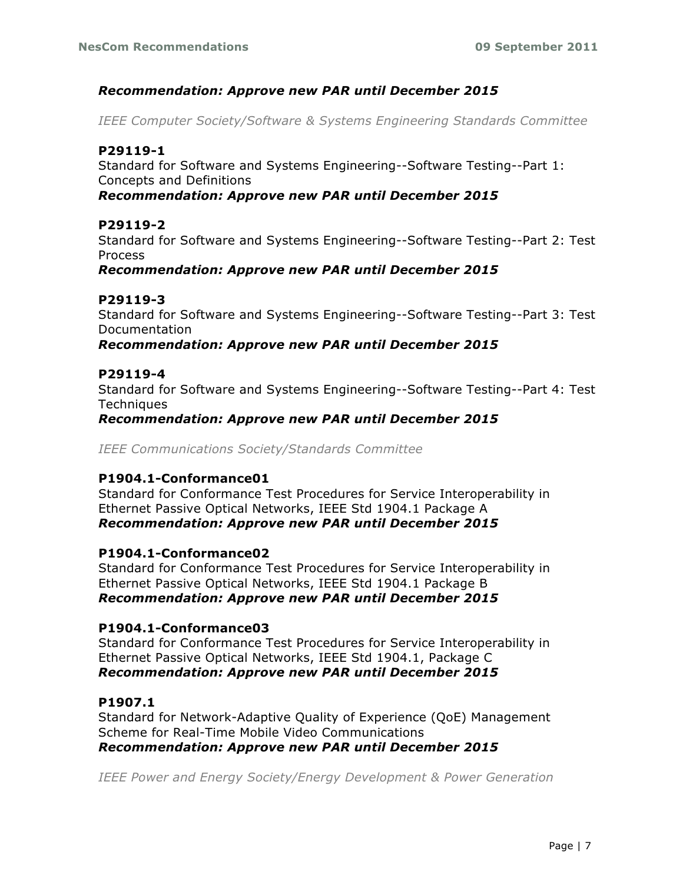***Recommendation: Approve new PAR until December 2015***

*IEEE Computer Society/Software & Systems Engineering Standards Committee*

**P29119-1**
Standard for Software and Systems Engineering--Software Testing--Part 1: Concepts and Definitions
***Recommendation: Approve new PAR until December 2015***

**P29119-2**
Standard for Software and Systems Engineering--Software Testing--Part 2: Test Process
***Recommendation: Approve new PAR until December 2015***

**P29119-3**
Standard for Software and Systems Engineering--Software Testing--Part 3: Test Documentation
***Recommendation: Approve new PAR until December 2015***

**P29119-4**
Standard for Software and Systems Engineering--Software Testing--Part 4: Test Techniques
***Recommendation: Approve new PAR until December 2015***

*IEEE Communications Society/Standards Committee*

**P1904.1-Conformance01**
Standard for Conformance Test Procedures for Service Interoperability in Ethernet Passive Optical Networks, IEEE Std 1904.1 Package A
***Recommendation: Approve new PAR until December 2015***

**P1904.1-Conformance02**
Standard for Conformance Test Procedures for Service Interoperability in Ethernet Passive Optical Networks, IEEE Std 1904.1 Package B
***Recommendation: Approve new PAR until December 2015***

**P1904.1-Conformance03**
Standard for Conformance Test Procedures for Service Interoperability in Ethernet Passive Optical Networks, IEEE Std 1904.1, Package C
***Recommendation: Approve new PAR until December 2015***

**P1907.1**
Standard for Network-Adaptive Quality of Experience (QoE) Management Scheme for Real-Time Mobile Video Communications
***Recommendation: Approve new PAR until December 2015***

*IEEE Power and Energy Society/Energy Development & Power Generation*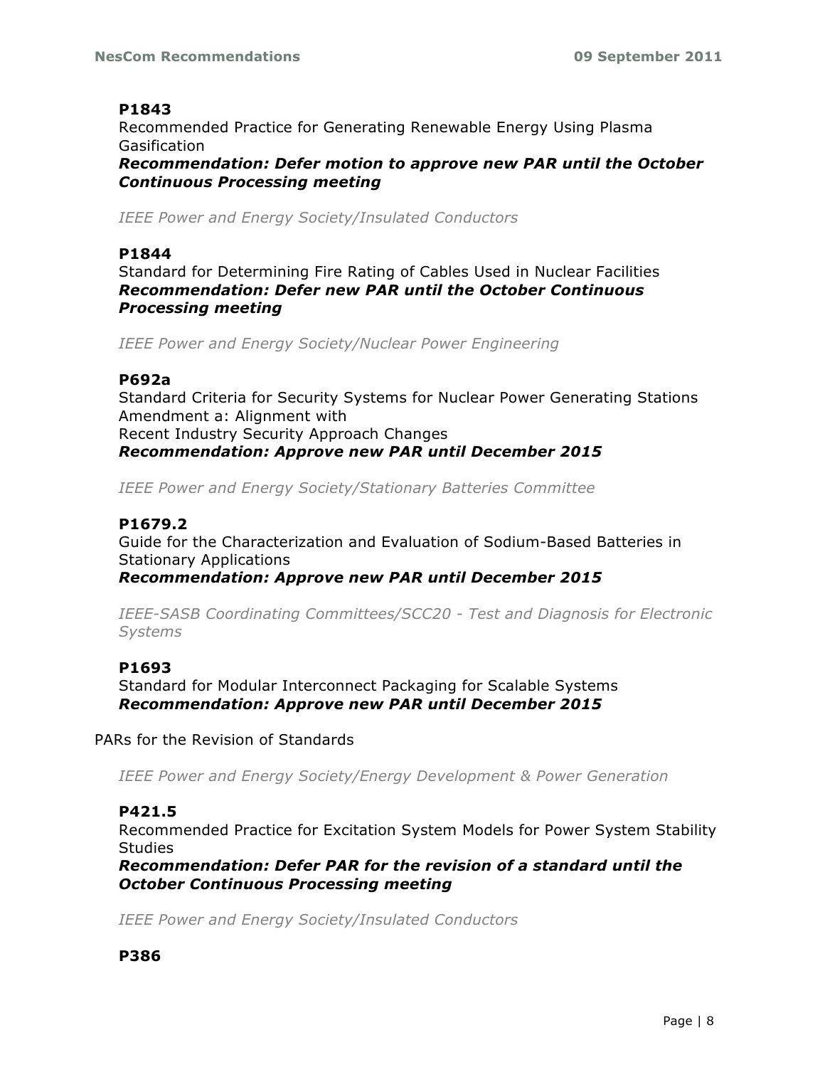**P1843**

Recommended Practice for Generating Renewable Energy Using Plasma Gasification

***Recommendation: Defer motion to approve new PAR until the October Continuous Processing meeting***

*IEEE Power and Energy Society/Insulated Conductors*

**P1844**

Standard for Determining Fire Rating of Cables Used in Nuclear Facilities

***Recommendation: Defer new PAR until the October Continuous Processing meeting***

*IEEE Power and Energy Society/Nuclear Power Engineering*

**P692a**

Standard Criteria for Security Systems for Nuclear Power Generating Stations Amendment a: Alignment with
Recent Industry Security Approach Changes

***Recommendation: Approve new PAR until December 2015***

*IEEE Power and Energy Society/Stationary Batteries Committee*

**P1679.2**

Guide for the Characterization and Evaluation of Sodium-Based Batteries in Stationary Applications

***Recommendation: Approve new PAR until December 2015***

*IEEE-SASB Coordinating Committees/SCC20 - Test and Diagnosis for Electronic Systems*

**P1693**

Standard for Modular Interconnect Packaging for Scalable Systems

***Recommendation: Approve new PAR until December 2015***

PARs for the Revision of Standards

*IEEE Power and Energy Society/Energy Development & Power Generation*

**P421.5**

Recommended Practice for Excitation System Models for Power System Stability Studies

***Recommendation: Defer PAR for the revision of a standard until the October Continuous Processing meeting***

*IEEE Power and Energy Society/Insulated Conductors*

**P386**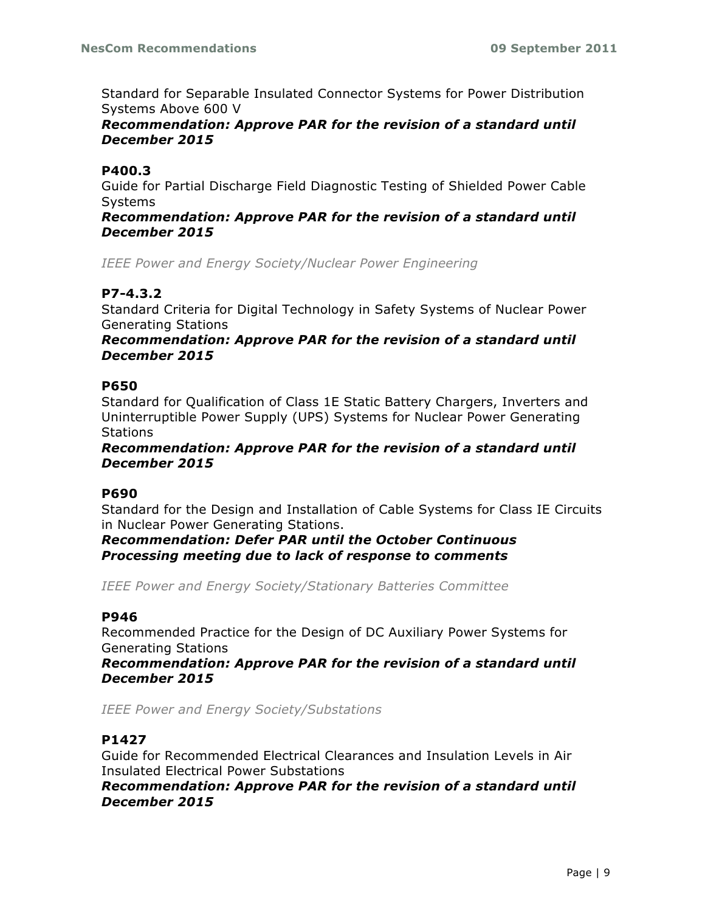Standard for Separable Insulated Connector Systems for Power Distribution Systems Above 600 V
***Recommendation: Approve PAR for the revision of a standard until December 2015***

**P400.3**
Guide for Partial Discharge Field Diagnostic Testing of Shielded Power Cable Systems
***Recommendation: Approve PAR for the revision of a standard until December 2015***

*IEEE Power and Energy Society/Nuclear Power Engineering*

**P7-4.3.2**
Standard Criteria for Digital Technology in Safety Systems of Nuclear Power Generating Stations
***Recommendation: Approve PAR for the revision of a standard until December 2015***

**P650**
Standard for Qualification of Class 1E Static Battery Chargers, Inverters and Uninterruptible Power Supply (UPS) Systems for Nuclear Power Generating Stations
***Recommendation: Approve PAR for the revision of a standard until December 2015***

**P690**
Standard for the Design and Installation of Cable Systems for Class IE Circuits in Nuclear Power Generating Stations.
***Recommendation: Defer PAR until the October Continuous Processing meeting due to lack of response to comments***

*IEEE Power and Energy Society/Stationary Batteries Committee*

**P946**
Recommended Practice for the Design of DC Auxiliary Power Systems for Generating Stations
***Recommendation: Approve PAR for the revision of a standard until December 2015***

*IEEE Power and Energy Society/Substations*

**P1427**
Guide for Recommended Electrical Clearances and Insulation Levels in Air Insulated Electrical Power Substations
***Recommendation: Approve PAR for the revision of a standard until December 2015***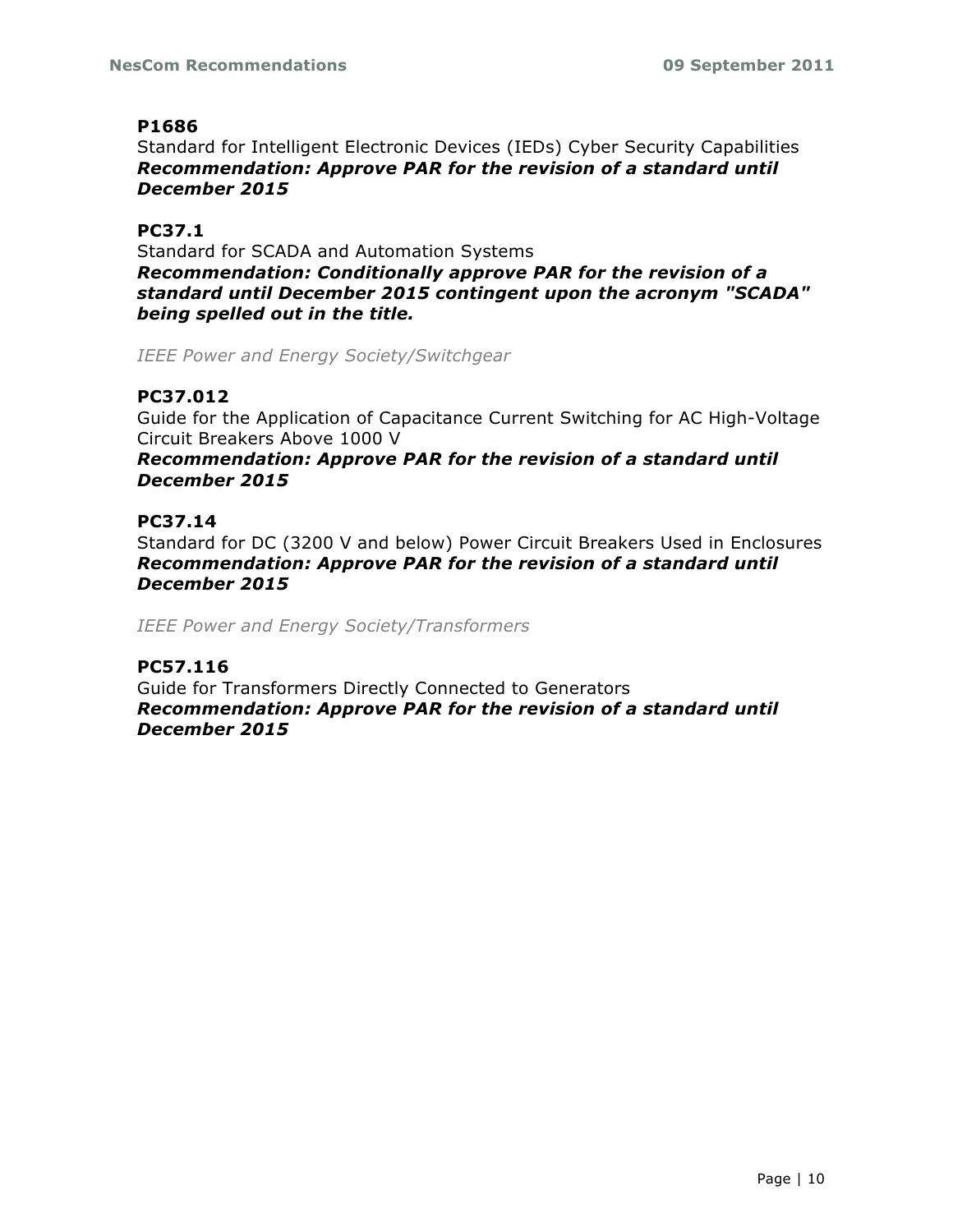**P1686**
Standard for Intelligent Electronic Devices (IEDs) Cyber Security Capabilities
***Recommendation: Approve PAR for the revision of a standard until December 2015***

**PC37.1**
Standard for SCADA and Automation Systems
***Recommendation: Conditionally approve PAR for the revision of a standard until December 2015 contingent upon the acronym "SCADA" being spelled out in the title.***

*IEEE Power and Energy Society/Switchgear*

**PC37.012**
Guide for the Application of Capacitance Current Switching for AC High-Voltage Circuit Breakers Above 1000 V
***Recommendation: Approve PAR for the revision of a standard until December 2015***

**PC37.14**
Standard for DC (3200 V and below) Power Circuit Breakers Used in Enclosures
***Recommendation: Approve PAR for the revision of a standard until December 2015***

*IEEE Power and Energy Society/Transformers*

**PC57.116**
Guide for Transformers Directly Connected to Generators
***Recommendation: Approve PAR for the revision of a standard until December 2015***